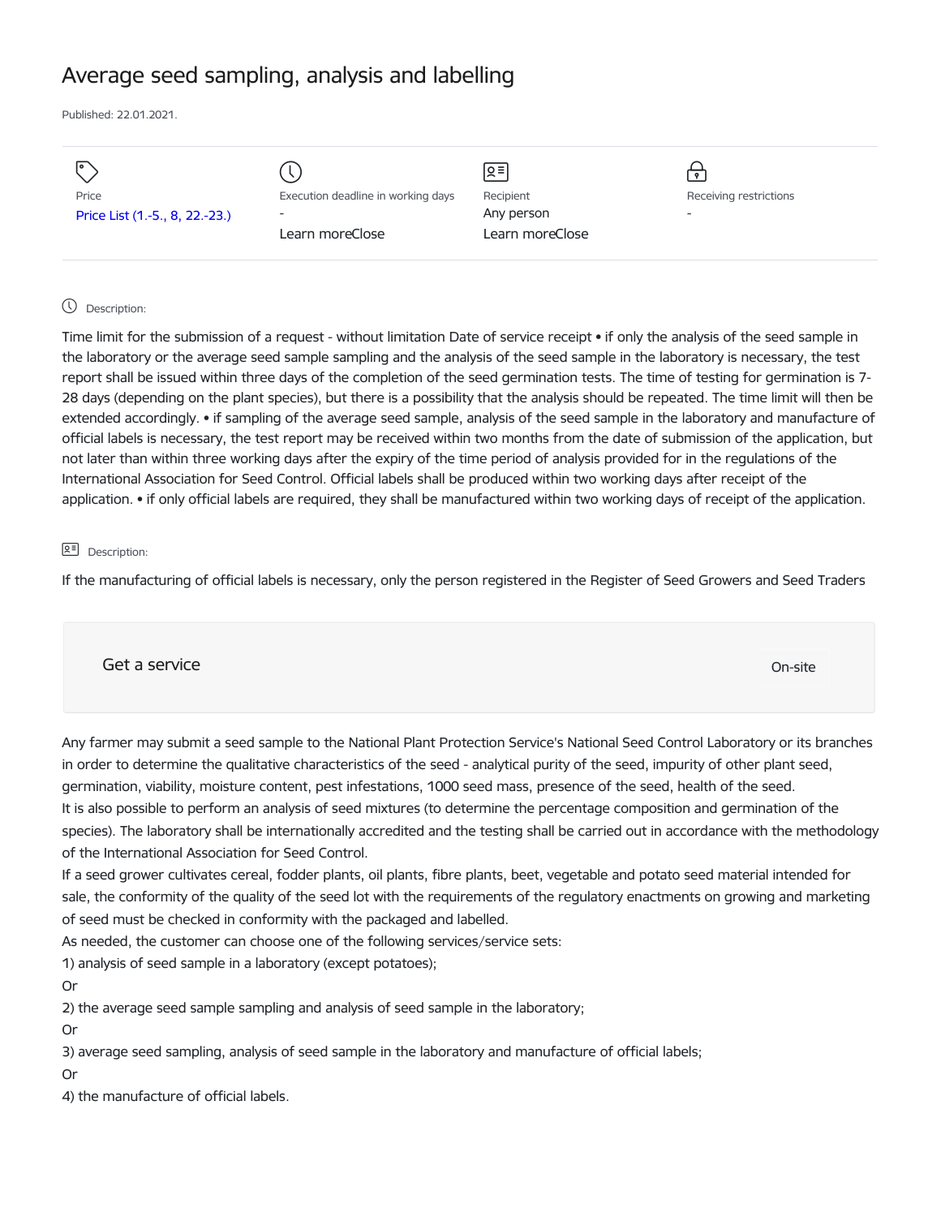# Average seed sampling, analysis and labelling

Published: 22.01.2021.

| Price | Execution deadline in working days | Recipient | Receiving restrictions |
| --- | --- | --- | --- |
| Price List (1.-5., 8, 22.-23.) | - | Any person | - |
| | Learn moreClose | Learn moreClose | |

Description:

Time limit for the submission of a request - without limitation Date of service receipt • if only the analysis of the seed sample in the laboratory or the average seed sample sampling and the analysis of the seed sample in the laboratory is necessary, the test report shall be issued within three days of the completion of the seed germination tests. The time of testing for germination is 7-28 days (depending on the plant species), but there is a possibility that the analysis should be repeated. The time limit will then be extended accordingly. • if sampling of the average seed sample, analysis of the seed sample in the laboratory and manufacture of official labels is necessary, the test report may be received within two months from the date of submission of the application, but not later than within three working days after the expiry of the time period of analysis provided for in the regulations of the International Association for Seed Control. Official labels shall be produced within two working days after receipt of the application. • if only official labels are required, they shall be manufactured within two working days of receipt of the application.

Description:

If the manufacturing of official labels is necessary, only the person registered in the Register of Seed Growers and Seed Traders

Get a service

On-site

Any farmer may submit a seed sample to the National Plant Protection Service's National Seed Control Laboratory or its branches in order to determine the qualitative characteristics of the seed - analytical purity of the seed, impurity of other plant seed, germination, viability, moisture content, pest infestations, 1000 seed mass, presence of the seed, health of the seed.
It is also possible to perform an analysis of seed mixtures (to determine the percentage composition and germination of the species). The laboratory shall be internationally accredited and the testing shall be carried out in accordance with the methodology of the International Association for Seed Control.
If a seed grower cultivates cereal, fodder plants, oil plants, fibre plants, beet, vegetable and potato seed material intended for sale, the conformity of the quality of the seed lot with the requirements of the regulatory enactments on growing and marketing of seed must be checked in conformity with the packaged and labelled.
As needed, the customer can choose one of the following services/service sets:
1) analysis of seed sample in a laboratory (except potatoes);
Or
2) the average seed sample sampling and analysis of seed sample in the laboratory;
Or
3) average seed sampling, analysis of seed sample in the laboratory and manufacture of official labels;
Or
4) the manufacture of official labels.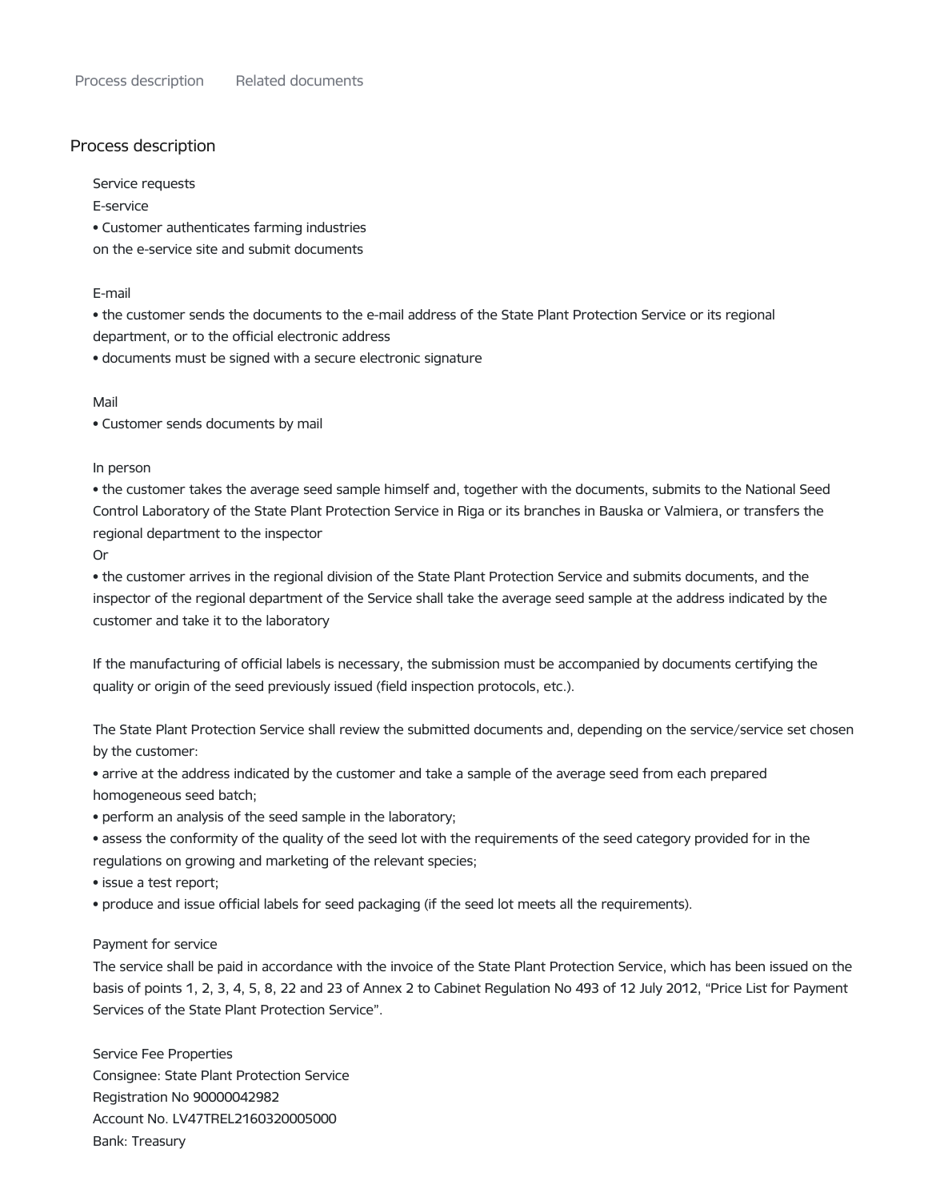Process description    Related documents

## Process description

Service requests

E-service

- Customer authenticates farming industries on the e-service site and submit documents

E-mail

- the customer sends the documents to the e-mail address of the State Plant Protection Service or its regional department, or to the official electronic address
- documents must be signed with a secure electronic signature

Mail

- Customer sends documents by mail

In person

- the customer takes the average seed sample himself and, together with the documents, submits to the National Seed Control Laboratory of the State Plant Protection Service in Riga or its branches in Bauska or Valmiera, or transfers the regional department to the inspector

Or

- the customer arrives in the regional division of the State Plant Protection Service and submits documents, and the inspector of the regional department of the Service shall take the average seed sample at the address indicated by the customer and take it to the laboratory

If the manufacturing of official labels is necessary, the submission must be accompanied by documents certifying the quality or origin of the seed previously issued (field inspection protocols, etc.).

The State Plant Protection Service shall review the submitted documents and, depending on the service/service set chosen by the customer:

- arrive at the address indicated by the customer and take a sample of the average seed from each prepared homogeneous seed batch;
- perform an analysis of the seed sample in the laboratory;
- assess the conformity of the quality of the seed lot with the requirements of the seed category provided for in the regulations on growing and marketing of the relevant species;
- issue a test report;
- produce and issue official labels for seed packaging (if the seed lot meets all the requirements).

Payment for service

The service shall be paid in accordance with the invoice of the State Plant Protection Service, which has been issued on the basis of points 1, 2, 3, 4, 5, 8, 22 and 23 of Annex 2 to Cabinet Regulation No 493 of 12 July 2012, "Price List for Payment Services of the State Plant Protection Service".

Service Fee Properties

Consignee: State Plant Protection Service

Registration No 90000042982

Account No. LV47TREL2160320005000

Bank: Treasury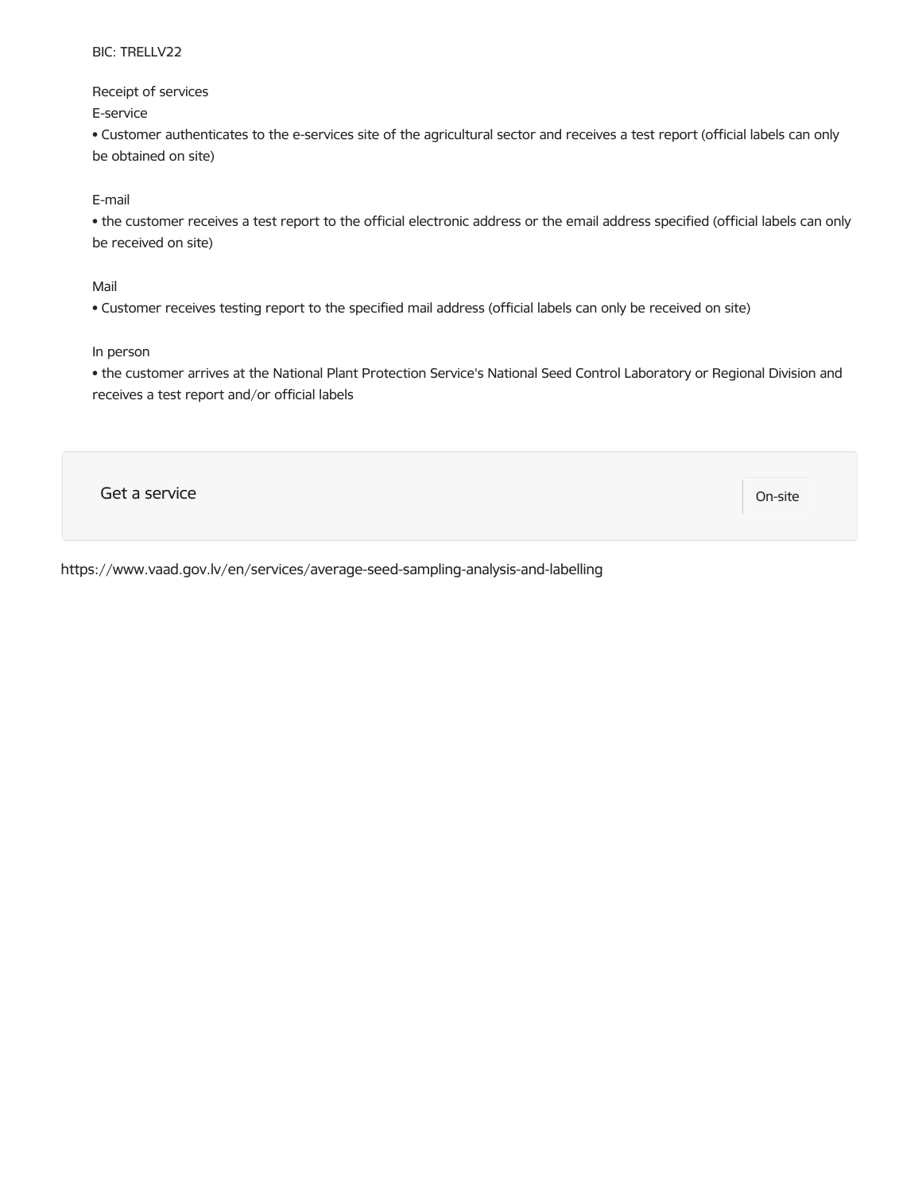BIC: TRELLV22

Receipt of services

E-service

• Customer authenticates to the e-services site of the agricultural sector and receives a test report (official labels can only be obtained on site)

E-mail

• the customer receives a test report to the official electronic address or the email address specified (official labels can only be received on site)

Mail

• Customer receives testing report to the specified mail address (official labels can only be received on site)

In person

• the customer arrives at the National Plant Protection Service's National Seed Control Laboratory or Regional Division and receives a test report and/or official labels

Get a service

On-site

https://www.vaad.gov.lv/en/services/average-seed-sampling-analysis-and-labelling